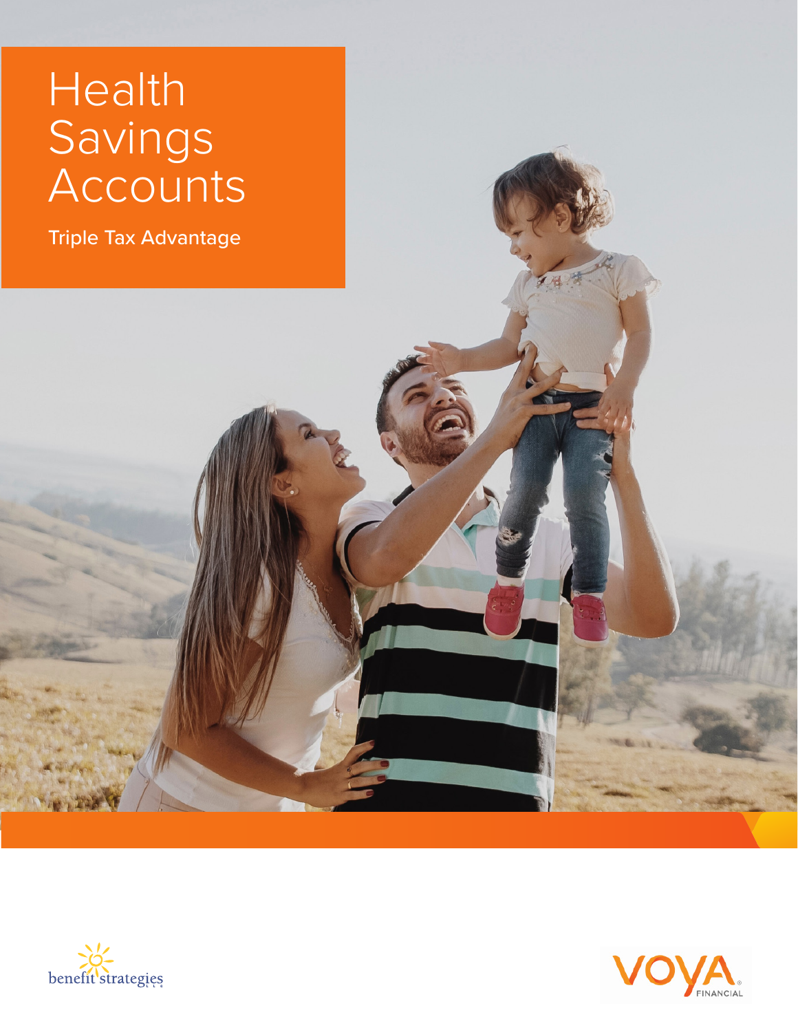# Health Savings Accounts

Triple Tax Advantage

benefit strategies

VOYA FINANCIAL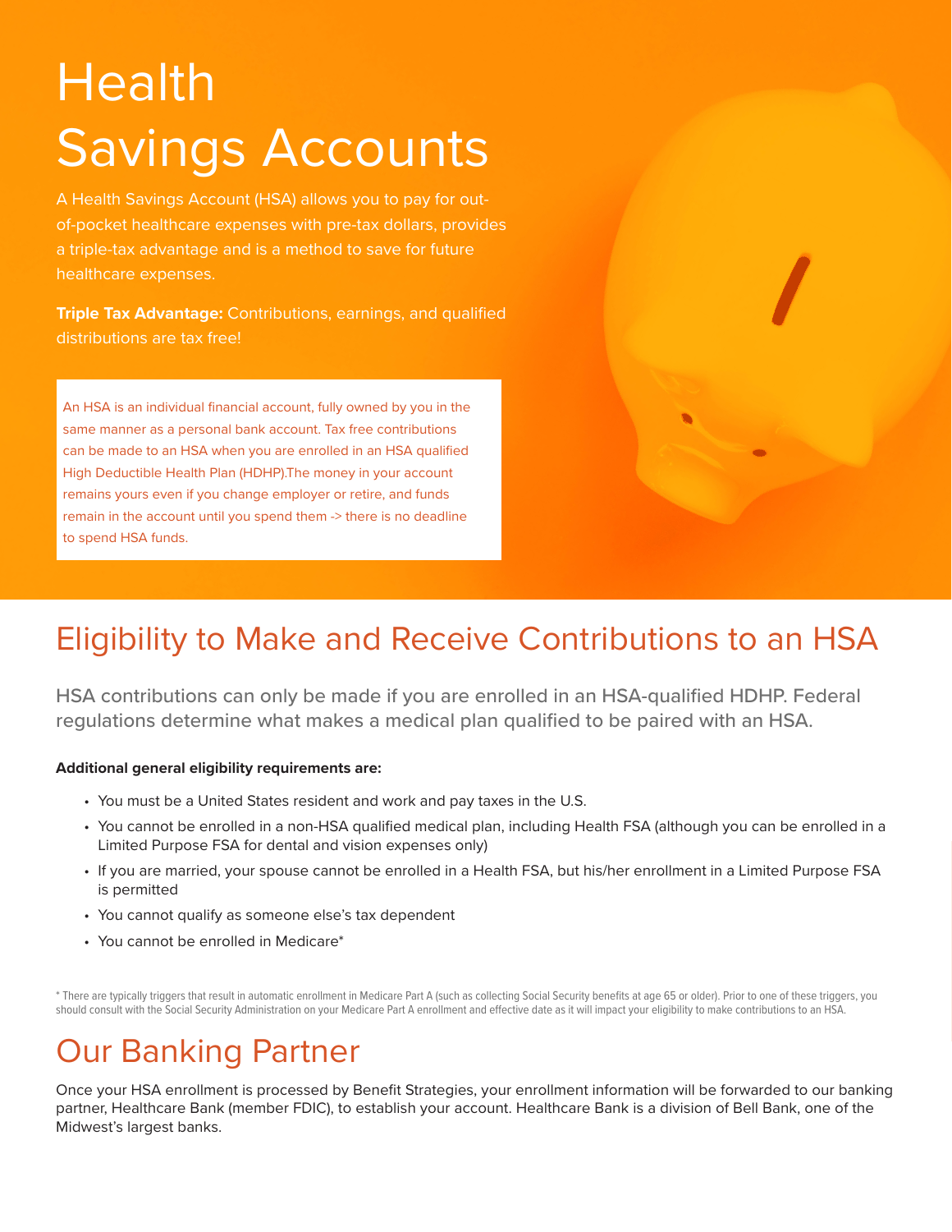# Health Savings Accounts

A Health Savings Account (HSA) allows you to pay for out-of-pocket healthcare expenses with pre-tax dollars, provides a triple-tax advantage and is a method to save for future healthcare expenses.

**Triple Tax Advantage:** Contributions, earnings, and qualified distributions are tax free!

An HSA is an individual financial account, fully owned by you in the same manner as a personal bank account. Tax free contributions can be made to an HSA when you are enrolled in an HSA qualified High Deductible Health Plan (HDHP).The money in your account remains yours even if you change employer or retire, and funds remain in the account until you spend them -> there is no deadline to spend HSA funds.

## Eligibility to Make and Receive Contributions to an HSA

HSA contributions can only be made if you are enrolled in an HSA-qualified HDHP. Federal regulations determine what makes a medical plan qualified to be paired with an HSA.

**Additional general eligibility requirements are:**

- You must be a United States resident and work and pay taxes in the U.S.
- You cannot be enrolled in a non-HSA qualified medical plan, including Health FSA (although you can be enrolled in a Limited Purpose FSA for dental and vision expenses only)
- If you are married, your spouse cannot be enrolled in a Health FSA, but his/her enrollment in a Limited Purpose FSA is permitted
- You cannot qualify as someone else's tax dependent
- You cannot be enrolled in Medicare*

* There are typically triggers that result in automatic enrollment in Medicare Part A (such as collecting Social Security benefits at age 65 or older). Prior to one of these triggers, you should consult with the Social Security Administration on your Medicare Part A enrollment and effective date as it will impact your eligibility to make contributions to an HSA.

## Our Banking Partner

Once your HSA enrollment is processed by Benefit Strategies, your enrollment information will be forwarded to our banking partner, Healthcare Bank (member FDIC), to establish your account. Healthcare Bank is a division of Bell Bank, one of the Midwest's largest banks.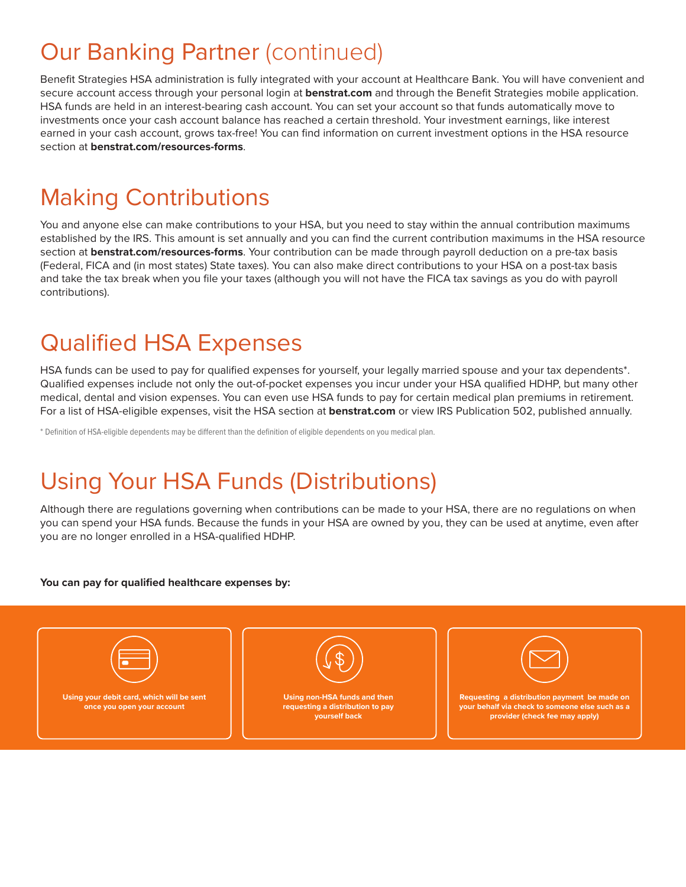# Our Banking Partner (continued)

Benefit Strategies HSA administration is fully integrated with your account at Healthcare Bank. You will have convenient and secure account access through your personal login at **benstrat.com** and through the Benefit Strategies mobile application. HSA funds are held in an interest-bearing cash account. You can set your account so that funds automatically move to investments once your cash account balance has reached a certain threshold. Your investment earnings, like interest earned in your cash account, grows tax-free! You can find information on current investment options in the HSA resource section at **benstrat.com/resources-forms**.

# Making Contributions

You and anyone else can make contributions to your HSA, but you need to stay within the annual contribution maximums established by the IRS. This amount is set annually and you can find the current contribution maximums in the HSA resource section at **benstrat.com/resources-forms**. Your contribution can be made through payroll deduction on a pre-tax basis (Federal, FICA and (in most states) State taxes). You can also make direct contributions to your HSA on a post-tax basis and take the tax break when you file your taxes (although you will not have the FICA tax savings as you do with payroll contributions).

# Qualified HSA Expenses

HSA funds can be used to pay for qualified expenses for yourself, your legally married spouse and your tax dependents*. Qualified expenses include not only the out-of-pocket expenses you incur under your HSA qualified HDHP, but many other medical, dental and vision expenses. You can even use HSA funds to pay for certain medical plan premiums in retirement. For a list of HSA-eligible expenses, visit the HSA section at **benstrat.com** or view IRS Publication 502, published annually.

* Definition of HSA-eligible dependents may be different than the definition of eligible dependents on you medical plan.

# Using Your HSA Funds (Distributions)

Although there are regulations governing when contributions can be made to your HSA, there are no regulations on when you can spend your HSA funds. Because the funds in your HSA are owned by you, they can be used at anytime, even after you are no longer enrolled in a HSA-qualified HDHP.

**You can pay for qualified healthcare expenses by:**

- **Using your debit card, which will be sent once you open your account**
- **Using non-HSA funds and then requesting a distribution to pay yourself back**
- **Requesting a distribution payment be made on your behalf via check to someone else such as a provider (check fee may apply)**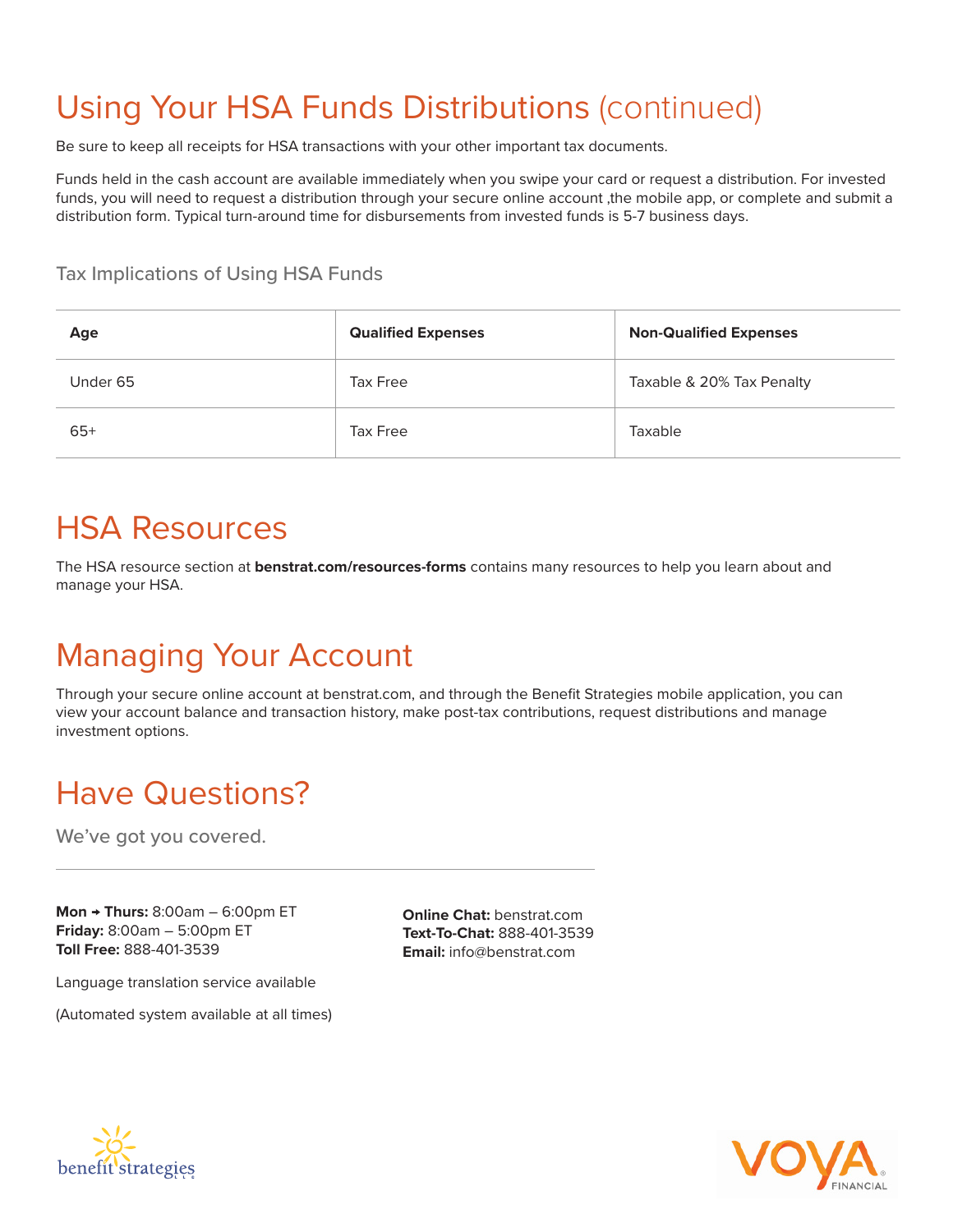# Using Your HSA Funds Distributions (continued)

Be sure to keep all receipts for HSA transactions with your other important tax documents.

Funds held in the cash account are available immediately when you swipe your card or request a distribution. For invested funds, you will need to request a distribution through your secure online account ,the mobile app, or complete and submit a distribution form. Typical turn-around time for disbursements from invested funds is 5-7 business days.

### Tax Implications of Using HSA Funds

| Age | Qualified Expenses | Non-Qualified Expenses |
|---|---|---|
| Under 65 | Tax Free | Taxable & 20% Tax Penalty |
| 65+ | Tax Free | Taxable |

# HSA Resources

The HSA resource section at **benstrat.com/resources-forms** contains many resources to help you learn about and manage your HSA.

# Managing Your Account

Through your secure online account at benstrat.com, and through the Benefit Strategies mobile application, you can view your account balance and transaction history, make post-tax contributions, request distributions and manage investment options.

# Have Questions?

We've got you covered.

**Mon → Thurs:** 8:00am – 6:00pm ET
**Friday:** 8:00am – 5:00pm ET
**Toll Free:** 888-401-3539

Language translation service available

(Automated system available at all times)

**Online Chat:** benstrat.com
**Text-To-Chat:** 888-401-3539
**Email:** info@benstrat.com

benefit strategies LLC

VOYA FINANCIAL